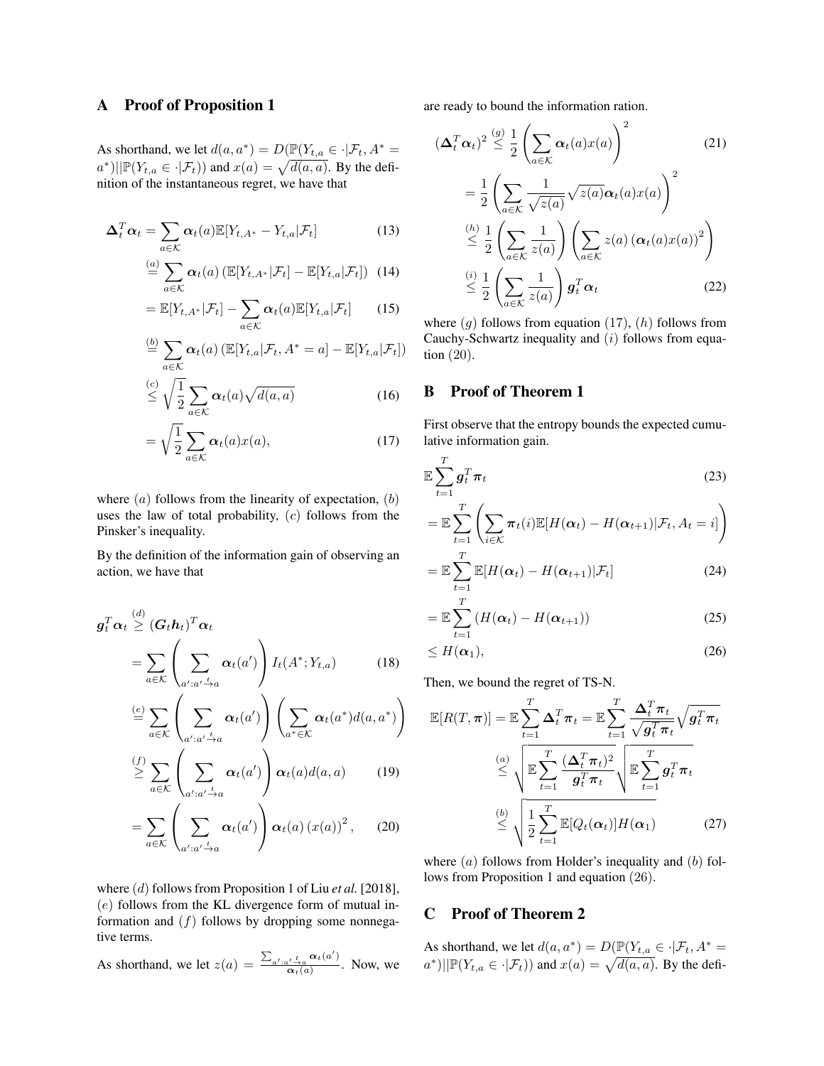## A Proof of Proposition 1

As shorthand, we let $d(a, a^*) = D(\mathbb{P}(Y_{t,a} \in \cdot|\mathcal{F}_t, A^* = a^*)||\mathbb{P}(Y_{t,a} \in \cdot|\mathcal{F}_t))$ and $x(a) = \sqrt{d(a,a)}$. By the definition of the instantaneous regret, we have that

$$\boldsymbol{\Delta}_t^T \boldsymbol{\alpha}_t = \sum_{a \in \mathcal{K}} \boldsymbol{\alpha}_t(a) \mathbb{E}[Y_{t,A^*} - Y_{t,a}|\mathcal{F}_t] \tag{13}$$

$$\stackrel{(a)}{=} \sum_{a \in \mathcal{K}} \boldsymbol{\alpha}_t(a) \left(\mathbb{E}[Y_{t,A^*}|\mathcal{F}_t] - \mathbb{E}[Y_{t,a}|\mathcal{F}_t]\right) \tag{14}$$

$$= \mathbb{E}[Y_{t,A^*}|\mathcal{F}_t] - \sum_{a \in \mathcal{K}} \boldsymbol{\alpha}_t(a) \mathbb{E}[Y_{t,a}|\mathcal{F}_t] \tag{15}$$

$$\stackrel{(b)}{=} \sum_{a \in \mathcal{K}} \boldsymbol{\alpha}_t(a) \left(\mathbb{E}[Y_{t,a}|\mathcal{F}_t, A^* = a] - \mathbb{E}[Y_{t,a}|\mathcal{F}_t]\right)$$

$$\stackrel{(c)}{\leq} \sqrt{\frac{1}{2}} \sum_{a \in \mathcal{K}} \boldsymbol{\alpha}_t(a) \sqrt{d(a,a)} \tag{16}$$

$$= \sqrt{\frac{1}{2}} \sum_{a \in \mathcal{K}} \boldsymbol{\alpha}_t(a) x(a), \tag{17}$$

where $(a)$ follows from the linearity of expectation, $(b)$ uses the law of total probability, $(c)$ follows from the Pinsker's inequality.

By the definition of the information gain of observing an action, we have that

$$\boldsymbol{g}_t^T \boldsymbol{\alpha}_t \stackrel{(d)}{\geq} (\boldsymbol{G}_t \boldsymbol{h}_t)^T \boldsymbol{\alpha}_t$$

$$= \sum_{a \in \mathcal{K}} \left( \sum_{a' : a' \xrightarrow{t} a} \boldsymbol{\alpha}_t(a') \right) I_t(A^*; Y_{t,a}) \tag{18}$$

$$\stackrel{(e)}{=} \sum_{a \in \mathcal{K}} \left( \sum_{a' : a' \xrightarrow{t} a} \boldsymbol{\alpha}_t(a') \right) \left( \sum_{a^* \in \mathcal{K}} \boldsymbol{\alpha}_t(a^*) d(a, a^*) \right)$$

$$\stackrel{(f)}{\geq} \sum_{a \in \mathcal{K}} \left( \sum_{a' : a' \xrightarrow{t} a} \boldsymbol{\alpha}_t(a') \right) \boldsymbol{\alpha}_t(a) d(a,a) \tag{19}$$

$$= \sum_{a \in \mathcal{K}} \left( \sum_{a' : a' \xrightarrow{t} a} \boldsymbol{\alpha}_t(a') \right) \boldsymbol{\alpha}_t(a) \left(x(a)\right)^2, \tag{20}$$

where $(d)$ follows from Proposition 1 of Liu *et al.* [2018], $(e)$ follows from the KL divergence form of mutual information and $(f)$ follows by dropping some nonnegative terms.

As shorthand, we let $z(a) = \frac{\sum_{a' : a' \xrightarrow{t} a} \boldsymbol{\alpha}_t(a')}{\boldsymbol{\alpha}_t(a)}$. Now, we are ready to bound the information ration.

$$\left(\boldsymbol{\Delta}_t^T \boldsymbol{\alpha}_t\right)^2 \stackrel{(g)}{\leq} \frac{1}{2} \left( \sum_{a \in \mathcal{K}} \boldsymbol{\alpha}_t(a) x(a) \right)^2 \tag{21}$$

$$= \frac{1}{2} \left( \sum_{a \in \mathcal{K}} \frac{1}{\sqrt{z(a)}} \sqrt{z(a)} \boldsymbol{\alpha}_t(a) x(a) \right)^2$$

$$\stackrel{(h)}{\leq} \frac{1}{2} \left( \sum_{a \in \mathcal{K}} \frac{1}{z(a)} \right) \left( \sum_{a \in \mathcal{K}} z(a) \left(\boldsymbol{\alpha}_t(a) x(a)\right)^2 \right)$$

$$\stackrel{(i)}{\leq} \frac{1}{2} \left( \sum_{a \in \mathcal{K}} \frac{1}{z(a)} \right) \boldsymbol{g}_t^T \boldsymbol{\alpha}_t \tag{22}$$

where $(g)$ follows from equation (17), $(h)$ follows from Cauchy-Schwartz inequality and $(i)$ follows from equation (20).

## B Proof of Theorem 1

First observe that the entropy bounds the expected cumulative information gain.

$$\mathbb{E} \sum_{t=1}^{T} \boldsymbol{g}_t^T \boldsymbol{\pi}_t \tag{23}$$

$$= \mathbb{E} \sum_{t=1}^{T} \left( \sum_{i \in \mathcal{K}} \boldsymbol{\pi}_t(i) \mathbb{E}[H(\boldsymbol{\alpha}_t) - H(\boldsymbol{\alpha}_{t+1})|\mathcal{F}_t, A_t = i] \right)$$

$$= \mathbb{E} \sum_{t=1}^{T} \mathbb{E}[H(\boldsymbol{\alpha}_t) - H(\boldsymbol{\alpha}_{t+1})|\mathcal{F}_t] \tag{24}$$

$$= \mathbb{E} \sum_{t=1}^{T} \left(H(\boldsymbol{\alpha}_t) - H(\boldsymbol{\alpha}_{t+1})\right) \tag{25}$$

$$\leq H(\boldsymbol{\alpha}_1), \tag{26}$$

Then, we bound the regret of TS-N.

$$\mathbb{E}[R(T, \boldsymbol{\pi})] = \mathbb{E} \sum_{t=1}^{T} \boldsymbol{\Delta}_t^T \boldsymbol{\pi}_t = \mathbb{E} \sum_{t=1}^{T} \frac{\boldsymbol{\Delta}_t^T \boldsymbol{\pi}_t}{\sqrt{\boldsymbol{g}_t^T \boldsymbol{\pi}_t}} \sqrt{\boldsymbol{g}_t^T \boldsymbol{\pi}_t}$$

$$\stackrel{(a)}{\leq} \sqrt{\mathbb{E} \sum_{t=1}^{T} \frac{(\boldsymbol{\Delta}_t^T \boldsymbol{\pi}_t)^2}{\boldsymbol{g}_t^T \boldsymbol{\pi}_t}} \sqrt{\mathbb{E} \sum_{t=1}^{T} \boldsymbol{g}_t^T \boldsymbol{\pi}_t}$$

$$\stackrel{(b)}{\leq} \sqrt{\frac{1}{2} \sum_{t=1}^{T} \mathbb{E}[Q_t(\boldsymbol{\alpha}_t)] H(\boldsymbol{\alpha}_1)} \tag{27}$$

where $(a)$ follows from Holder's inequality and $(b)$ follows from Proposition 1 and equation (26).

## C Proof of Theorem 2

As shorthand, we let $d(a, a^*) = D(\mathbb{P}(Y_{t,a} \in \cdot|\mathcal{F}_t, A^* = a^*)||\mathbb{P}(Y_{t,a} \in \cdot|\mathcal{F}_t))$ and $x(a) = \sqrt{d(a,a)}$. By the defi-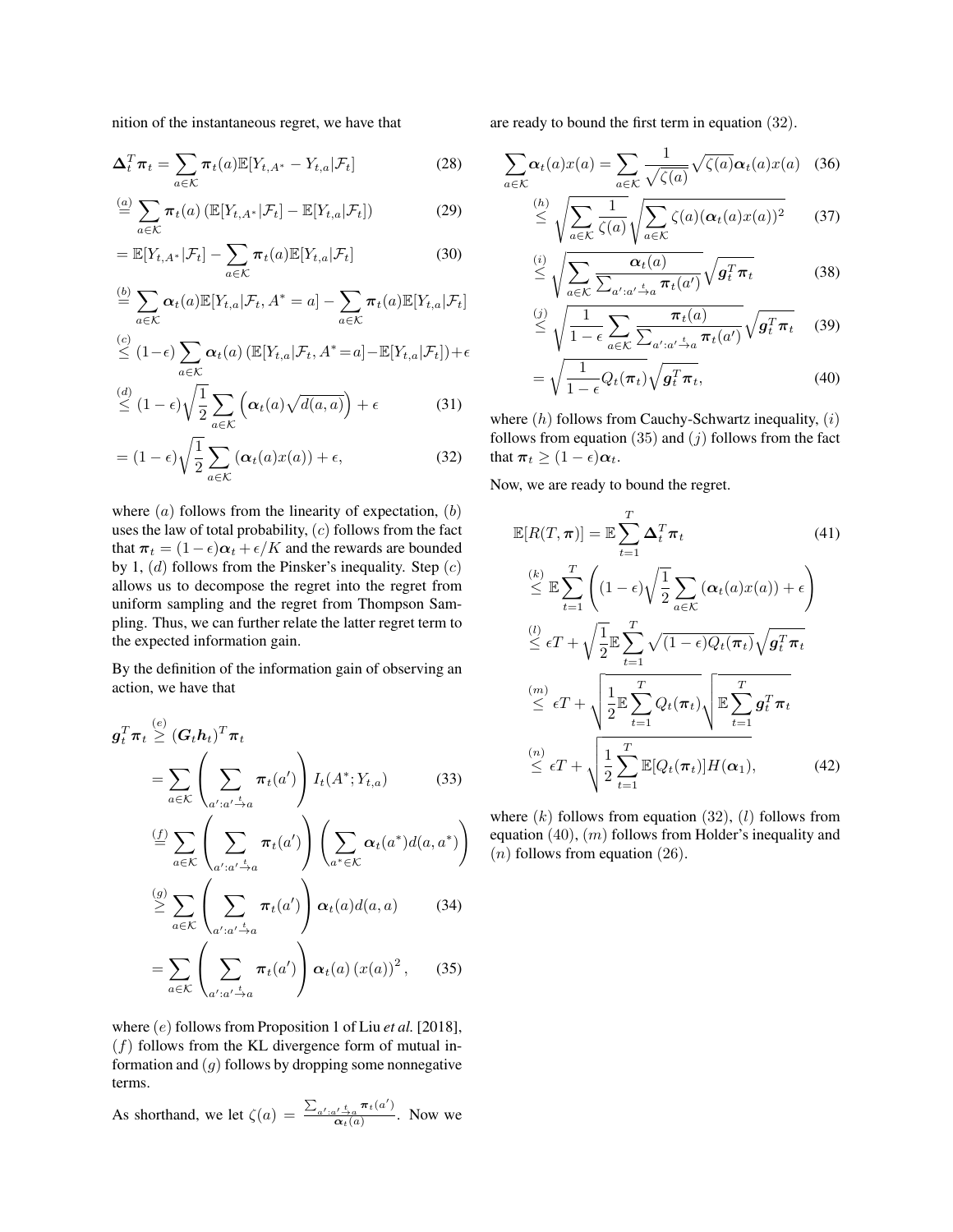nition of the instantaneous regret, we have that

$$\boldsymbol{\Delta}_t^T \boldsymbol{\pi}_t = \sum_{a \in \mathcal{K}} \boldsymbol{\pi}_t(a) \mathbb{E}[Y_{t,A^*} - Y_{t,a} | \mathcal{F}_t] \tag{28}$$

$$\stackrel{(a)}{=} \sum_{a \in \mathcal{K}} \boldsymbol{\pi}_t(a) \left( \mathbb{E}[Y_{t,A^*} | \mathcal{F}_t] - \mathbb{E}[Y_{t,a} | \mathcal{F}_t] \right) \tag{29}$$

$$= \mathbb{E}[Y_{t,A^*} | \mathcal{F}_t] - \sum_{a \in \mathcal{K}} \boldsymbol{\pi}_t(a) \mathbb{E}[Y_{t,a} | \mathcal{F}_t] \tag{30}$$

$$\stackrel{(b)}{=} \sum_{a \in \mathcal{K}} \boldsymbol{\alpha}_t(a) \mathbb{E}[Y_{t,a} | \mathcal{F}_t, A^* = a] - \sum_{a \in \mathcal{K}} \boldsymbol{\pi}_t(a) \mathbb{E}[Y_{t,a} | \mathcal{F}_t]$$

$$\stackrel{(c)}{\leq} (1-\epsilon) \sum_{a \in \mathcal{K}} \boldsymbol{\alpha}_t(a) \left( \mathbb{E}[Y_{t,a} | \mathcal{F}_t, A^* = a] - \mathbb{E}[Y_{t,a} | \mathcal{F}_t] \right) + \epsilon$$

$$\stackrel{(d)}{\leq} (1-\epsilon) \sqrt{\frac{1}{2}} \sum_{a \in \mathcal{K}} \left( \boldsymbol{\alpha}_t(a) \sqrt{d(a,a)} \right) + \epsilon \tag{31}$$

$$= (1-\epsilon) \sqrt{\frac{1}{2}} \sum_{a \in \mathcal{K}} \left( \boldsymbol{\alpha}_t(a) x(a) \right) + \epsilon, \tag{32}$$

where $(a)$ follows from the linearity of expectation, $(b)$ uses the law of total probability, $(c)$ follows from the fact that $\boldsymbol{\pi}_t = (1-\epsilon)\boldsymbol{\alpha}_t + \epsilon/K$ and the rewards are bounded by 1, $(d)$ follows from the Pinsker's inequality. Step $(c)$ allows us to decompose the regret into the regret from uniform sampling and the regret from Thompson Sampling. Thus, we can further relate the latter regret term to the expected information gain.

By the definition of the information gain of observing an action, we have that

$$\boldsymbol{g}_t^T \boldsymbol{\pi}_t \stackrel{(e)}{\geq} (\boldsymbol{G}_t \boldsymbol{h}_t)^T \boldsymbol{\pi}_t$$

$$= \sum_{a \in \mathcal{K}} \left( \sum_{a' : a' \xrightarrow{t} a} \boldsymbol{\pi}_t(a') \right) I_t(A^*; Y_{t,a}) \tag{33}$$

$$\stackrel{(f)}{=} \sum_{a \in \mathcal{K}} \left( \sum_{a' : a' \xrightarrow{t} a} \boldsymbol{\pi}_t(a') \right) \left( \sum_{a^* \in \mathcal{K}} \boldsymbol{\alpha}_t(a^*) d(a, a^*) \right)$$

$$\stackrel{(g)}{\geq} \sum_{a \in \mathcal{K}} \left( \sum_{a' : a' \xrightarrow{t} a} \boldsymbol{\pi}_t(a') \right) \boldsymbol{\alpha}_t(a) d(a,a) \tag{34}$$

$$= \sum_{a \in \mathcal{K}} \left( \sum_{a' : a' \xrightarrow{t} a} \boldsymbol{\pi}_t(a') \right) \boldsymbol{\alpha}_t(a) \left( x(a) \right)^2, \tag{35}$$

where $(e)$ follows from Proposition 1 of Liu *et al.* [2018], $(f)$ follows from the KL divergence form of mutual information and $(g)$ follows by dropping some nonnegative terms.

As shorthand, we let $\zeta(a) = \frac{\sum_{a' : a' \xrightarrow{t} a} \boldsymbol{\pi}_t(a')}{\boldsymbol{\alpha}_t(a)}$. Now we are ready to bound the first term in equation $(32)$.

$$\sum_{a \in \mathcal{K}} \boldsymbol{\alpha}_t(a) x(a) = \sum_{a \in \mathcal{K}} \frac{1}{\sqrt{\zeta(a)}} \sqrt{\zeta(a)} \boldsymbol{\alpha}_t(a) x(a) \tag{36}$$

$$\stackrel{(h)}{\leq} \sqrt{\sum_{a \in \mathcal{K}} \frac{1}{\zeta(a)}} \sqrt{\sum_{a \in \mathcal{K}} \zeta(a) (\boldsymbol{\alpha}_t(a) x(a))^2} \tag{37}$$

$$\stackrel{(i)}{\leq} \sqrt{\sum_{a \in \mathcal{K}} \frac{\boldsymbol{\alpha}_t(a)}{\sum_{a' : a' \xrightarrow{t} a} \boldsymbol{\pi}_t(a')}} \sqrt{\boldsymbol{g}_t^T \boldsymbol{\pi}_t} \tag{38}$$

$$\stackrel{(j)}{\leq} \sqrt{\frac{1}{1-\epsilon} \sum_{a \in \mathcal{K}} \frac{\boldsymbol{\pi}_t(a)}{\sum_{a' : a' \xrightarrow{t} a} \boldsymbol{\pi}_t(a')}} \sqrt{\boldsymbol{g}_t^T \boldsymbol{\pi}_t} \tag{39}$$

$$= \sqrt{\frac{1}{1-\epsilon} Q_t(\boldsymbol{\pi}_t)} \sqrt{\boldsymbol{g}_t^T \boldsymbol{\pi}_t}, \tag{40}$$

where $(h)$ follows from Cauchy-Schwartz inequality, $(i)$ follows from equation $(35)$ and $(j)$ follows from the fact that $\boldsymbol{\pi}_t \geq (1-\epsilon)\boldsymbol{\alpha}_t$.

Now, we are ready to bound the regret.

$$\mathbb{E}[R(T, \boldsymbol{\pi})] = \mathbb{E} \sum_{t=1}^{T} \boldsymbol{\Delta}_t^T \boldsymbol{\pi}_t \tag{41}$$

$$\stackrel{(k)}{\leq} \mathbb{E} \sum_{t=1}^{T} \left( (1-\epsilon) \sqrt{\frac{1}{2}} \sum_{a \in \mathcal{K}} \left( \boldsymbol{\alpha}_t(a) x(a) \right) + \epsilon \right)$$

$$\stackrel{(l)}{\leq} \epsilon T + \sqrt{\frac{1}{2}} \mathbb{E} \sum_{t=1}^{T} \sqrt{(1-\epsilon) Q_t(\boldsymbol{\pi}_t)} \sqrt{\boldsymbol{g}_t^T \boldsymbol{\pi}_t}$$

$$\stackrel{(m)}{\leq} \epsilon T + \sqrt{\frac{1}{2} \mathbb{E} \sum_{t=1}^{T} Q_t(\boldsymbol{\pi}_t)} \sqrt{\mathbb{E} \sum_{t=1}^{T} \boldsymbol{g}_t^T \boldsymbol{\pi}_t}$$

$$\stackrel{(n)}{\leq} \epsilon T + \sqrt{\frac{1}{2} \sum_{t=1}^{T} \mathbb{E}[Q_t(\boldsymbol{\pi}_t)] H(\boldsymbol{\alpha}_1)}, \tag{42}$$

where $(k)$ follows from equation $(32)$, $(l)$ follows from equation $(40)$, $(m)$ follows from Holder's inequality and $(n)$ follows from equation $(26)$.